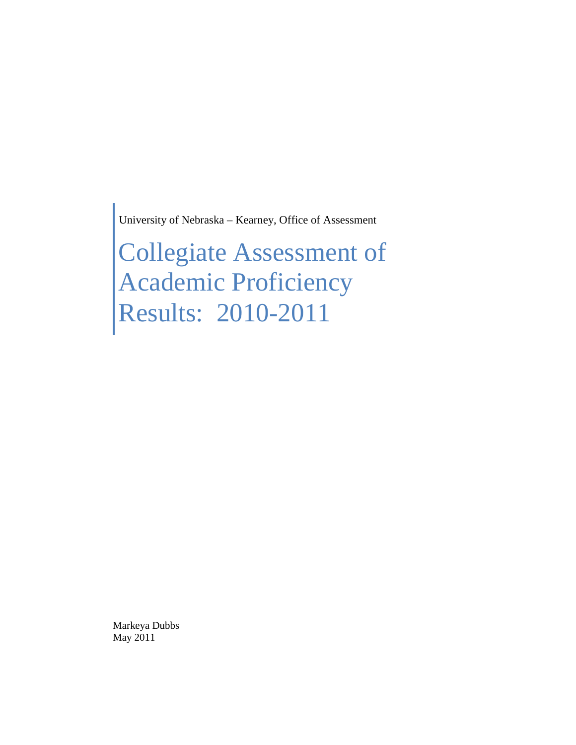University of Nebraska – Kearney, Office of Assessment

# Collegiate Assessment of Academic Proficiency Results: 2010-2011

Markeya Dubbs
May 2011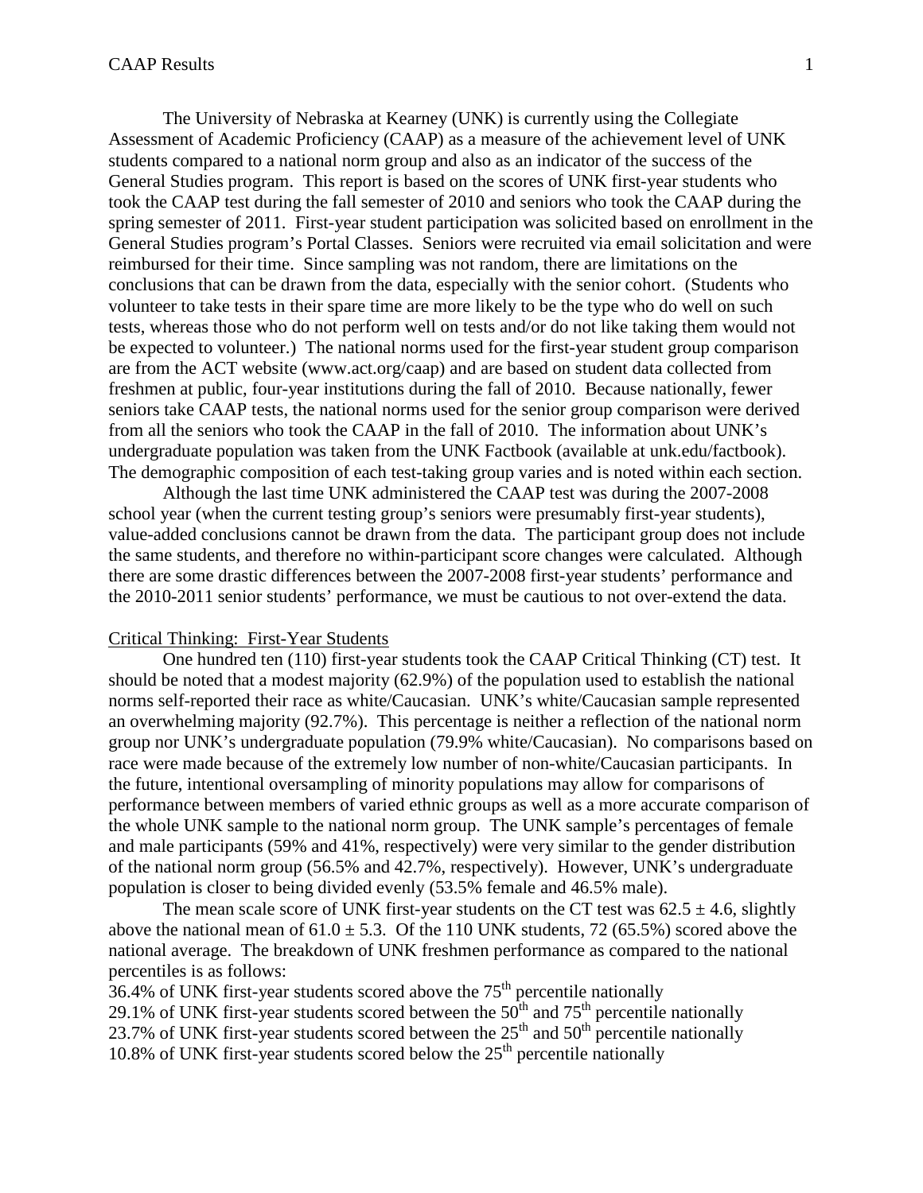The University of Nebraska at Kearney (UNK) is currently using the Collegiate Assessment of Academic Proficiency (CAAP) as a measure of the achievement level of UNK students compared to a national norm group and also as an indicator of the success of the General Studies program. This report is based on the scores of UNK first-year students who took the CAAP test during the fall semester of 2010 and seniors who took the CAAP during the spring semester of 2011. First-year student participation was solicited based on enrollment in the General Studies program's Portal Classes. Seniors were recruited via email solicitation and were reimbursed for their time. Since sampling was not random, there are limitations on the conclusions that can be drawn from the data, especially with the senior cohort. (Students who volunteer to take tests in their spare time are more likely to be the type who do well on such tests, whereas those who do not perform well on tests and/or do not like taking them would not be expected to volunteer.) The national norms used for the first-year student group comparison are from the ACT website (www.act.org/caap) and are based on student data collected from freshmen at public, four-year institutions during the fall of 2010. Because nationally, fewer seniors take CAAP tests, the national norms used for the senior group comparison were derived from all the seniors who took the CAAP in the fall of 2010. The information about UNK's undergraduate population was taken from the UNK Factbook (available at unk.edu/factbook). The demographic composition of each test-taking group varies and is noted within each section.

Although the last time UNK administered the CAAP test was during the 2007-2008 school year (when the current testing group's seniors were presumably first-year students), value-added conclusions cannot be drawn from the data. The participant group does not include the same students, and therefore no within-participant score changes were calculated. Although there are some drastic differences between the 2007-2008 first-year students' performance and the 2010-2011 senior students' performance, we must be cautious to not over-extend the data.

## Critical Thinking: First-Year Students

One hundred ten (110) first-year students took the CAAP Critical Thinking (CT) test. It should be noted that a modest majority (62.9%) of the population used to establish the national norms self-reported their race as white/Caucasian. UNK's white/Caucasian sample represented an overwhelming majority (92.7%). This percentage is neither a reflection of the national norm group nor UNK's undergraduate population (79.9% white/Caucasian). No comparisons based on race were made because of the extremely low number of non-white/Caucasian participants. In the future, intentional oversampling of minority populations may allow for comparisons of performance between members of varied ethnic groups as well as a more accurate comparison of the whole UNK sample to the national norm group. The UNK sample's percentages of female and male participants (59% and 41%, respectively) were very similar to the gender distribution of the national norm group (56.5% and 42.7%, respectively). However, UNK's undergraduate population is closer to being divided evenly (53.5% female and 46.5% male).

The mean scale score of UNK first-year students on the CT test was $62.5 \pm 4.6$, slightly above the national mean of $61.0 \pm 5.3$. Of the 110 UNK students, 72 (65.5%) scored above the national average. The breakdown of UNK freshmen performance as compared to the national percentiles is as follows:

36.4% of UNK first-year students scored above the 75th percentile nationally
29.1% of UNK first-year students scored between the 50th and 75th percentile nationally
23.7% of UNK first-year students scored between the 25th and 50th percentile nationally
10.8% of UNK first-year students scored below the 25th percentile nationally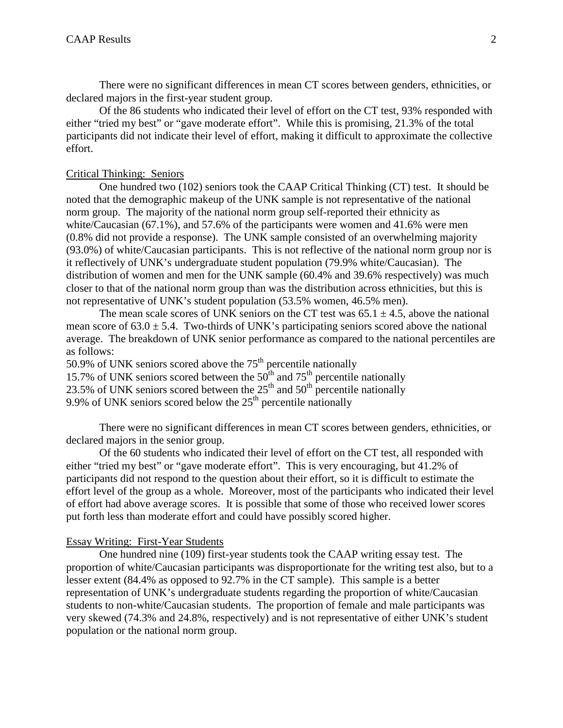There were no significant differences in mean CT scores between genders, ethnicities, or declared majors in the first-year student group.

Of the 86 students who indicated their level of effort on the CT test, 93% responded with either "tried my best" or "gave moderate effort". While this is promising, 21.3% of the total participants did not indicate their level of effort, making it difficult to approximate the collective effort.

## Critical Thinking: Seniors

One hundred two (102) seniors took the CAAP Critical Thinking (CT) test. It should be noted that the demographic makeup of the UNK sample is not representative of the national norm group. The majority of the national norm group self-reported their ethnicity as white/Caucasian (67.1%), and 57.6% of the participants were women and 41.6% were men (0.8% did not provide a response). The UNK sample consisted of an overwhelming majority (93.0%) of white/Caucasian participants. This is not reflective of the national norm group nor is it reflectively of UNK's undergraduate student population (79.9% white/Caucasian). The distribution of women and men for the UNK sample (60.4% and 39.6% respectively) was much closer to that of the national norm group than was the distribution across ethnicities, but this is not representative of UNK's student population (53.5% women, 46.5% men).

The mean scale scores of UNK seniors on the CT test was $65.1 \pm 4.5$, above the national mean score of $63.0 \pm 5.4$. Two-thirds of UNK's participating seniors scored above the national average. The breakdown of UNK senior performance as compared to the national percentiles are as follows:

50.9% of UNK seniors scored above the 75th percentile nationally
15.7% of UNK seniors scored between the 50th and 75th percentile nationally
23.5% of UNK seniors scored between the 25th and 50th percentile nationally
9.9% of UNK seniors scored below the 25th percentile nationally

There were no significant differences in mean CT scores between genders, ethnicities, or declared majors in the senior group.

Of the 60 students who indicated their level of effort on the CT test, all responded with either "tried my best" or "gave moderate effort". This is very encouraging, but 41.2% of participants did not respond to the question about their effort, so it is difficult to estimate the effort level of the group as a whole. Moreover, most of the participants who indicated their level of effort had above average scores. It is possible that some of those who received lower scores put forth less than moderate effort and could have possibly scored higher.

## Essay Writing: First-Year Students

One hundred nine (109) first-year students took the CAAP writing essay test. The proportion of white/Caucasian participants was disproportionate for the writing test also, but to a lesser extent (84.4% as opposed to 92.7% in the CT sample). This sample is a better representation of UNK's undergraduate students regarding the proportion of white/Caucasian students to non-white/Caucasian students. The proportion of female and male participants was very skewed (74.3% and 24.8%, respectively) and is not representative of either UNK's student population or the national norm group.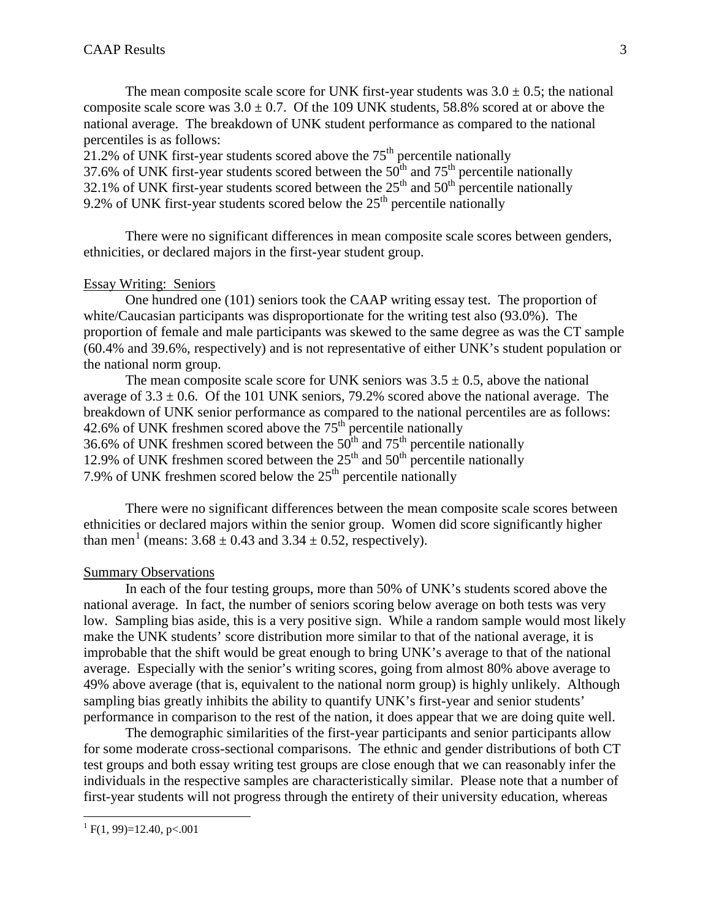The mean composite scale score for UNK first-year students was $3.0 \pm 0.5$; the national composite scale score was $3.0 \pm 0.7$. Of the 109 UNK students, 58.8% scored at or above the national average. The breakdown of UNK student performance as compared to the national percentiles is as follows:

21.2% of UNK first-year students scored above the 75th percentile nationally
37.6% of UNK first-year students scored between the 50th and 75th percentile nationally
32.1% of UNK first-year students scored between the 25th and 50th percentile nationally
9.2% of UNK first-year students scored below the 25th percentile nationally

There were no significant differences in mean composite scale scores between genders, ethnicities, or declared majors in the first-year student group.

Essay Writing: Seniors

One hundred one (101) seniors took the CAAP writing essay test. The proportion of white/Caucasian participants was disproportionate for the writing test also (93.0%). The proportion of female and male participants was skewed to the same degree as was the CT sample (60.4% and 39.6%, respectively) and is not representative of either UNK's student population or the national norm group.

The mean composite scale score for UNK seniors was $3.5 \pm 0.5$, above the national average of $3.3 \pm 0.6$. Of the 101 UNK seniors, 79.2% scored above the national average. The breakdown of UNK senior performance as compared to the national percentiles are as follows:

42.6% of UNK freshmen scored above the 75th percentile nationally
36.6% of UNK freshmen scored between the 50th and 75th percentile nationally
12.9% of UNK freshmen scored between the 25th and 50th percentile nationally
7.9% of UNK freshmen scored below the 25th percentile nationally

There were no significant differences between the mean composite scale scores between ethnicities or declared majors within the senior group. Women did score significantly higher than men[1] (means: $3.68 \pm 0.43$ and $3.34 \pm 0.52$, respectively).

Summary Observations

In each of the four testing groups, more than 50% of UNK's students scored above the national average. In fact, the number of seniors scoring below average on both tests was very low. Sampling bias aside, this is a very positive sign. While a random sample would most likely make the UNK students' score distribution more similar to that of the national average, it is improbable that the shift would be great enough to bring UNK's average to that of the national average. Especially with the senior's writing scores, going from almost 80% above average to 49% above average (that is, equivalent to the national norm group) is highly unlikely. Although sampling bias greatly inhibits the ability to quantify UNK's first-year and senior students' performance in comparison to the rest of the nation, it does appear that we are doing quite well.

The demographic similarities of the first-year participants and senior participants allow for some moderate cross-sectional comparisons. The ethnic and gender distributions of both CT test groups and both essay writing test groups are close enough that we can reasonably infer the individuals in the respective samples are characteristically similar. Please note that a number of first-year students will not progress through the entirety of their university education, whereas

[1] $F(1, 99)=12.40$, $p<.001$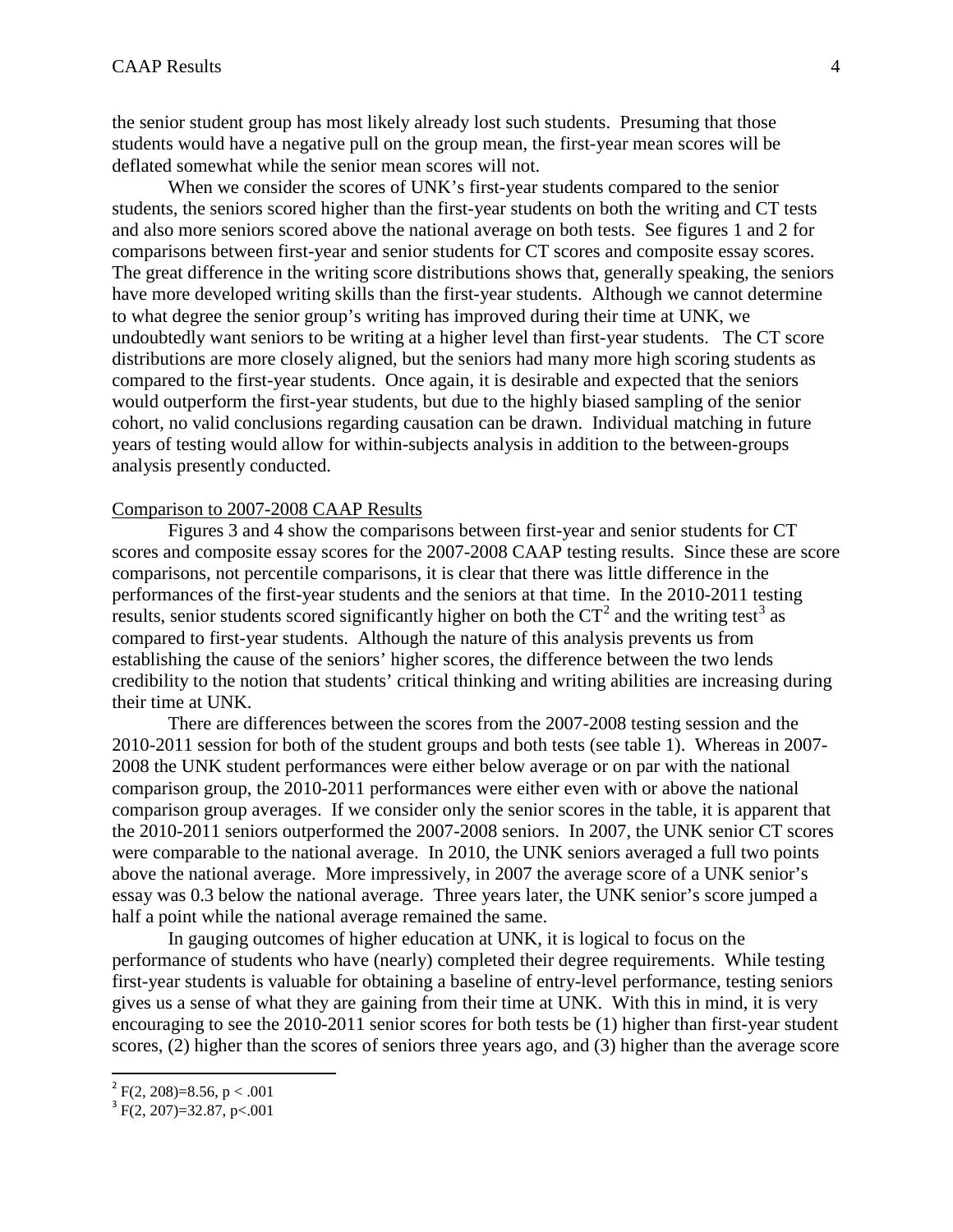the senior student group has most likely already lost such students. Presuming that those students would have a negative pull on the group mean, the first-year mean scores will be deflated somewhat while the senior mean scores will not.

When we consider the scores of UNK's first-year students compared to the senior students, the seniors scored higher than the first-year students on both the writing and CT tests and also more seniors scored above the national average on both tests. See figures 1 and 2 for comparisons between first-year and senior students for CT scores and composite essay scores. The great difference in the writing score distributions shows that, generally speaking, the seniors have more developed writing skills than the first-year students. Although we cannot determine to what degree the senior group's writing has improved during their time at UNK, we undoubtedly want seniors to be writing at a higher level than first-year students. The CT score distributions are more closely aligned, but the seniors had many more high scoring students as compared to the first-year students. Once again, it is desirable and expected that the seniors would outperform the first-year students, but due to the highly biased sampling of the senior cohort, no valid conclusions regarding causation can be drawn. Individual matching in future years of testing would allow for within-subjects analysis in addition to the between-groups analysis presently conducted.

## Comparison to 2007-2008 CAAP Results

Figures 3 and 4 show the comparisons between first-year and senior students for CT scores and composite essay scores for the 2007-2008 CAAP testing results. Since these are score comparisons, not percentile comparisons, it is clear that there was little difference in the performances of the first-year students and the seniors at that time. In the 2010-2011 testing results, senior students scored significantly higher on both the CT[2] and the writing test[3] as compared to first-year students. Although the nature of this analysis prevents us from establishing the cause of the seniors' higher scores, the difference between the two lends credibility to the notion that students' critical thinking and writing abilities are increasing during their time at UNK.

There are differences between the scores from the 2007-2008 testing session and the 2010-2011 session for both of the student groups and both tests (see table 1). Whereas in 2007-2008 the UNK student performances were either below average or on par with the national comparison group, the 2010-2011 performances were either even with or above the national comparison group averages. If we consider only the senior scores in the table, it is apparent that the 2010-2011 seniors outperformed the 2007-2008 seniors. In 2007, the UNK senior CT scores were comparable to the national average. In 2010, the UNK seniors averaged a full two points above the national average. More impressively, in 2007 the average score of a UNK senior's essay was 0.3 below the national average. Three years later, the UNK senior's score jumped a half a point while the national average remained the same.

In gauging outcomes of higher education at UNK, it is logical to focus on the performance of students who have (nearly) completed their degree requirements. While testing first-year students is valuable for obtaining a baseline of entry-level performance, testing seniors gives us a sense of what they are gaining from their time at UNK. With this in mind, it is very encouraging to see the 2010-2011 senior scores for both tests be (1) higher than first-year student scores, (2) higher than the scores of seniors three years ago, and (3) higher than the average score

---

[2] $F(2, 208)=8.56$, $p < .001$

[3] $F(2, 207)=32.87$, $p<.001$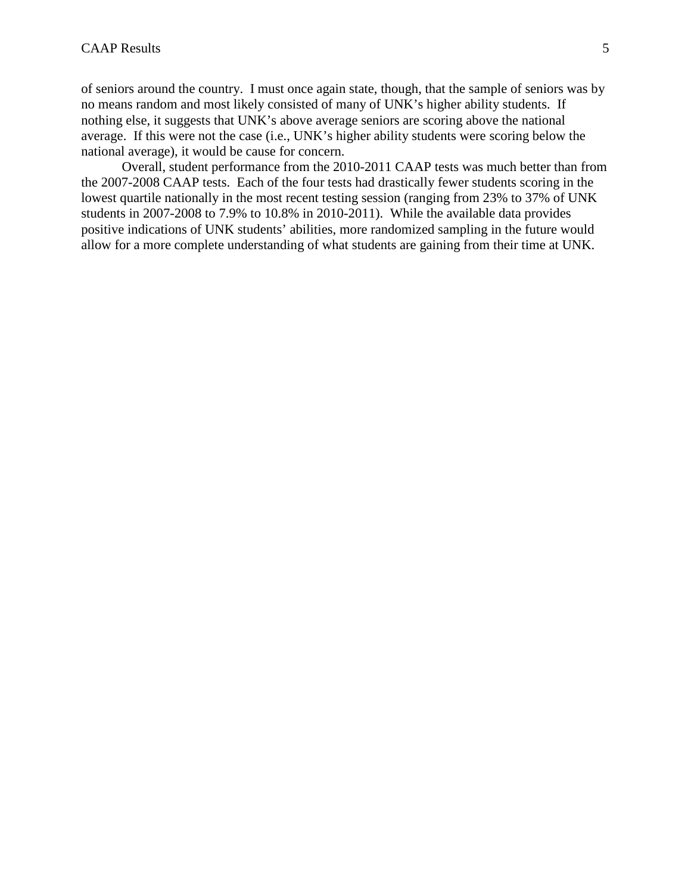of seniors around the country. I must once again state, though, that the sample of seniors was by no means random and most likely consisted of many of UNK's higher ability students. If nothing else, it suggests that UNK's above average seniors are scoring above the national average. If this were not the case (i.e., UNK's higher ability students were scoring below the national average), it would be cause for concern.

Overall, student performance from the 2010-2011 CAAP tests was much better than from the 2007-2008 CAAP tests. Each of the four tests had drastically fewer students scoring in the lowest quartile nationally in the most recent testing session (ranging from 23% to 37% of UNK students in 2007-2008 to 7.9% to 10.8% in 2010-2011). While the available data provides positive indications of UNK students' abilities, more randomized sampling in the future would allow for a more complete understanding of what students are gaining from their time at UNK.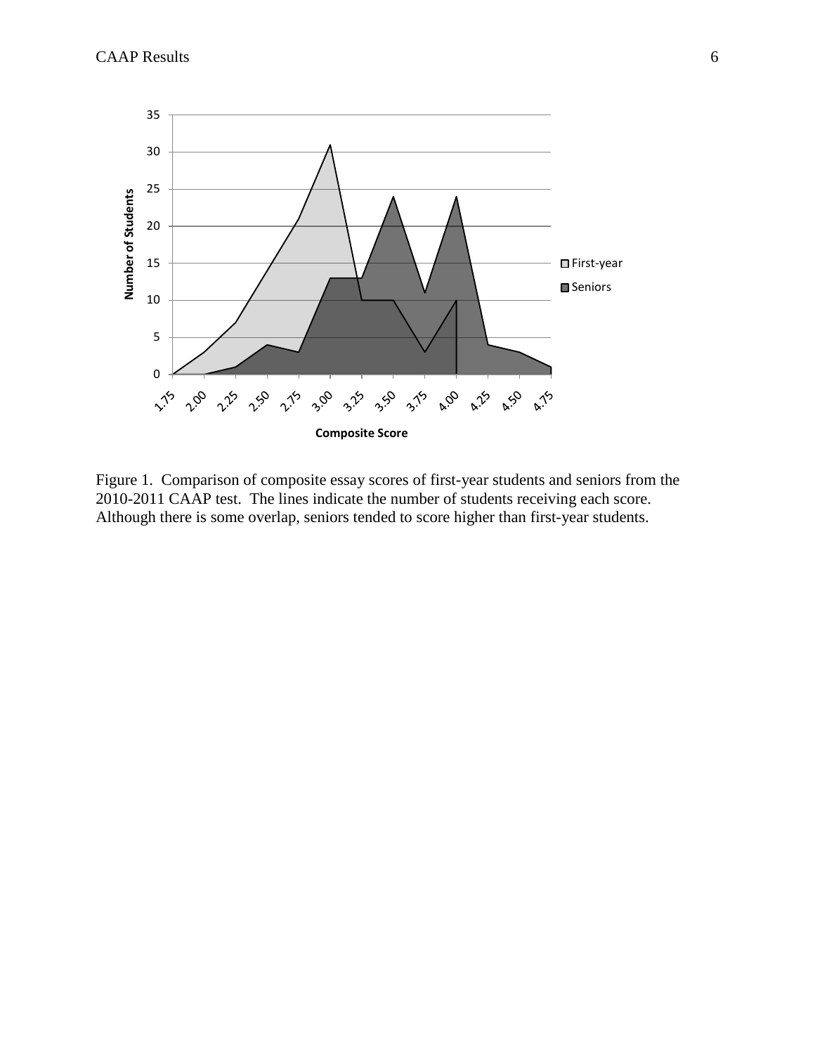Figure 1. Comparison of composite essay scores of first-year students and seniors from the 2010-2011 CAAP test. The lines indicate the number of students receiving each score. Although there is some overlap, seniors tended to score higher than first-year students.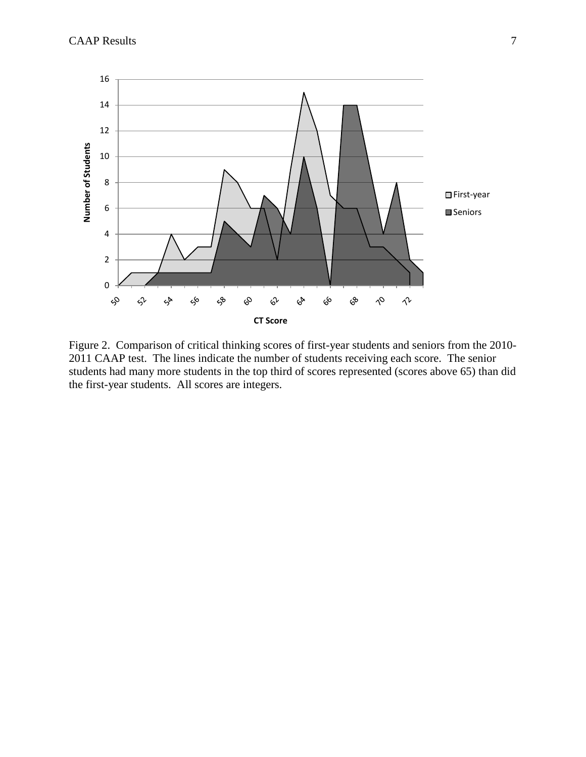Figure 2. Comparison of critical thinking scores of first-year students and seniors from the 2010-2011 CAAP test. The lines indicate the number of students receiving each score. The senior students had many more students in the top third of scores represented (scores above 65) than did the first-year students. All scores are integers.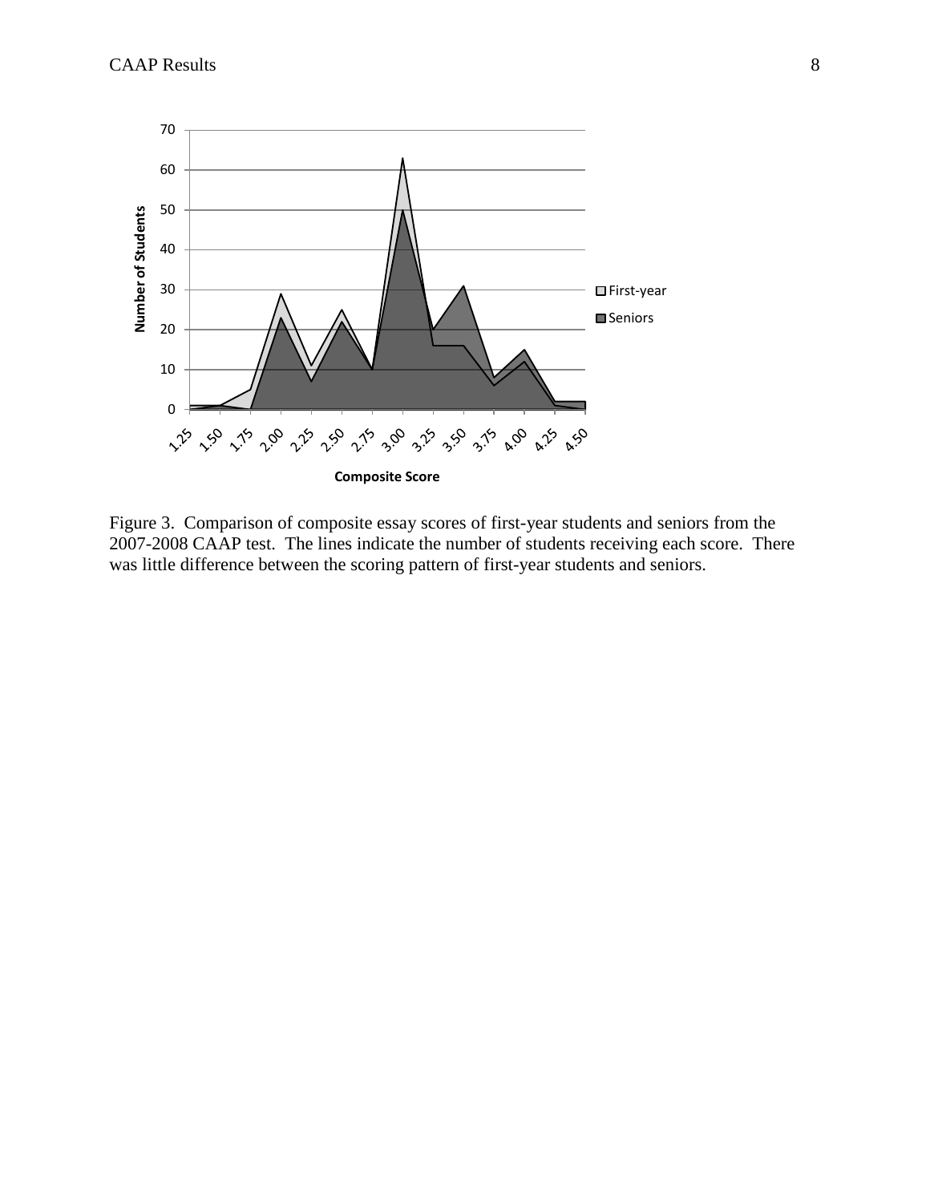Figure 3. Comparison of composite essay scores of first-year students and seniors from the 2007-2008 CAAP test. The lines indicate the number of students receiving each score. There was little difference between the scoring pattern of first-year students and seniors.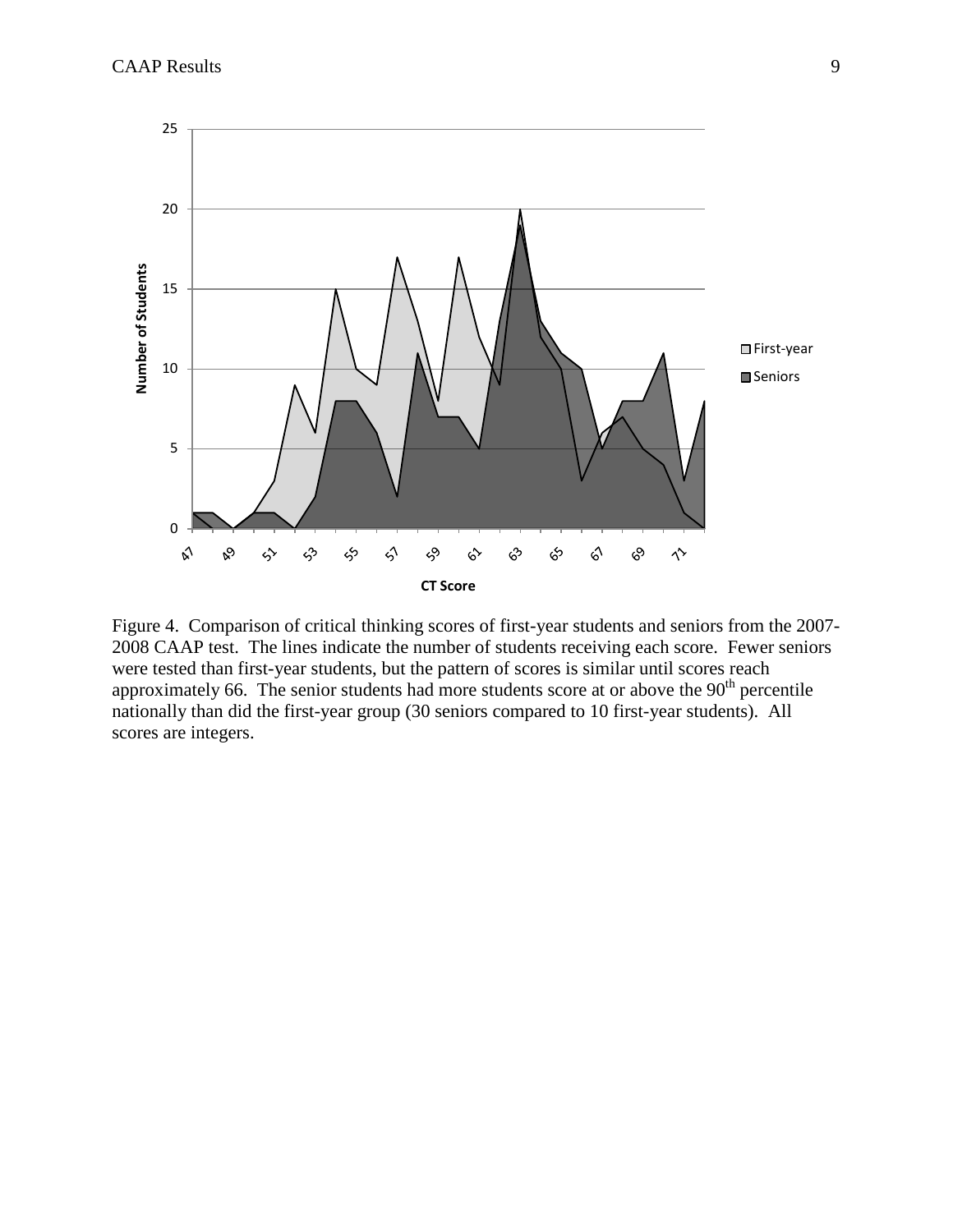Figure 4. Comparison of critical thinking scores of first-year students and seniors from the 2007-2008 CAAP test. The lines indicate the number of students receiving each score. Fewer seniors were tested than first-year students, but the pattern of scores is similar until scores reach approximately 66. The senior students had more students score at or above the 90th percentile nationally than did the first-year group (30 seniors compared to 10 first-year students). All scores are integers.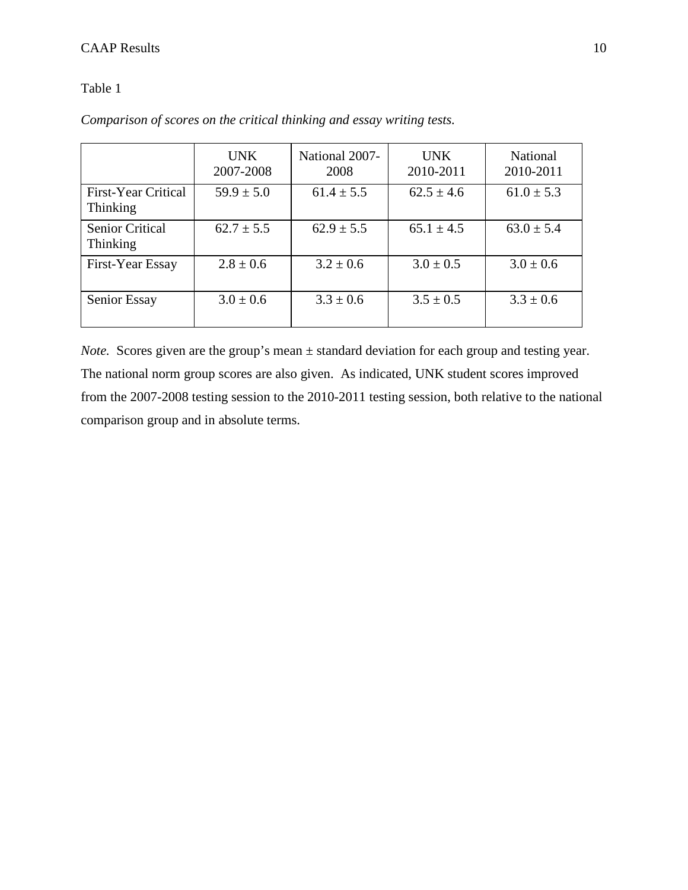Table 1

*Comparison of scores on the critical thinking and essay writing tests.*

| | UNK 2007-2008 | National 2007-2008 | UNK 2010-2011 | National 2010-2011 |
|---|---|---|---|---|
| First-Year Critical Thinking | 59.9 ± 5.0 | 61.4 ± 5.5 | 62.5 ± 4.6 | 61.0 ± 5.3 |
| Senior Critical Thinking | 62.7 ± 5.5 | 62.9 ± 5.5 | 65.1 ± 4.5 | 63.0 ± 5.4 |
| First-Year Essay | 2.8 ± 0.6 | 3.2 ± 0.6 | 3.0 ± 0.5 | 3.0 ± 0.6 |
| Senior Essay | 3.0 ± 0.6 | 3.3 ± 0.6 | 3.5 ± 0.5 | 3.3 ± 0.6 |

*Note.* Scores given are the group's mean ± standard deviation for each group and testing year. The national norm group scores are also given. As indicated, UNK student scores improved from the 2007-2008 testing session to the 2010-2011 testing session, both relative to the national comparison group and in absolute terms.